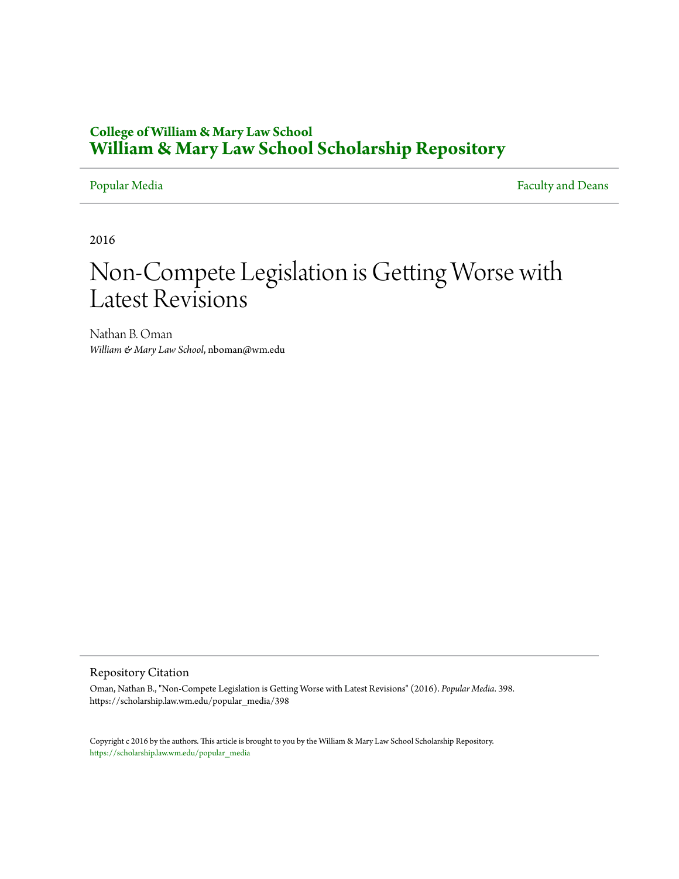**College of William & Mary Law School**
**William & Mary Law School Scholarship Repository**

Popular Media | Faculty and Deans

2016

# Non-Compete Legislation is Getting Worse with Latest Revisions

Nathan B. Oman
*William & Mary Law School*, nboman@wm.edu

## Repository Citation

Oman, Nathan B., "Non-Compete Legislation is Getting Worse with Latest Revisions" (2016). *Popular Media*. 398.
https://scholarship.law.wm.edu/popular_media/398

Copyright c 2016 by the authors. This article is brought to you by the William & Mary Law School Scholarship Repository.
https://scholarship.law.wm.edu/popular_media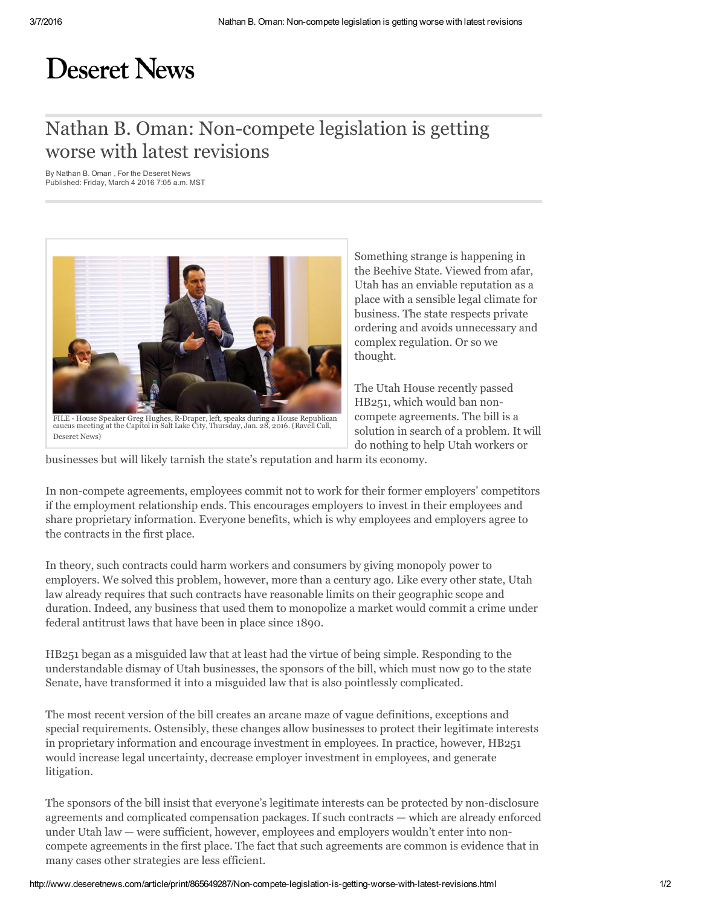# Deseret News

## Nathan B. Oman: Non-compete legislation is getting worse with latest revisions

By Nathan B. Oman , For the Deseret News
Published: Friday, March 4 2016 7:05 a.m. MST

FILE - House Speaker Greg Hughes, R-Draper, left, speaks during a House Republican caucus meeting at the Capitol in Salt Lake City, Thursday, Jan. 28, 2016. (Ravell Call, Deseret News)

Something strange is happening in the Beehive State. Viewed from afar, Utah has an enviable reputation as a place with a sensible legal climate for business. The state respects private ordering and avoids unnecessary and complex regulation. Or so we thought.

The Utah House recently passed HB251, which would ban non-compete agreements. The bill is a solution in search of a problem. It will do nothing to help Utah workers or businesses but will likely tarnish the state's reputation and harm its economy.

In non-compete agreements, employees commit not to work for their former employers' competitors if the employment relationship ends. This encourages employers to invest in their employees and share proprietary information. Everyone benefits, which is why employees and employers agree to the contracts in the first place.

In theory, such contracts could harm workers and consumers by giving monopoly power to employers. We solved this problem, however, more than a century ago. Like every other state, Utah law already requires that such contracts have reasonable limits on their geographic scope and duration. Indeed, any business that used them to monopolize a market would commit a crime under federal antitrust laws that have been in place since 1890.

HB251 began as a misguided law that at least had the virtue of being simple. Responding to the understandable dismay of Utah businesses, the sponsors of the bill, which must now go to the state Senate, have transformed it into a misguided law that is also pointlessly complicated.

The most recent version of the bill creates an arcane maze of vague definitions, exceptions and special requirements. Ostensibly, these changes allow businesses to protect their legitimate interests in proprietary information and encourage investment in employees. In practice, however, HB251 would increase legal uncertainty, decrease employer investment in employees, and generate litigation.

The sponsors of the bill insist that everyone's legitimate interests can be protected by non-disclosure agreements and complicated compensation packages. If such contracts — which are already enforced under Utah law — were sufficient, however, employees and employers wouldn't enter into non-compete agreements in the first place. The fact that such agreements are common is evidence that in many cases other strategies are less efficient.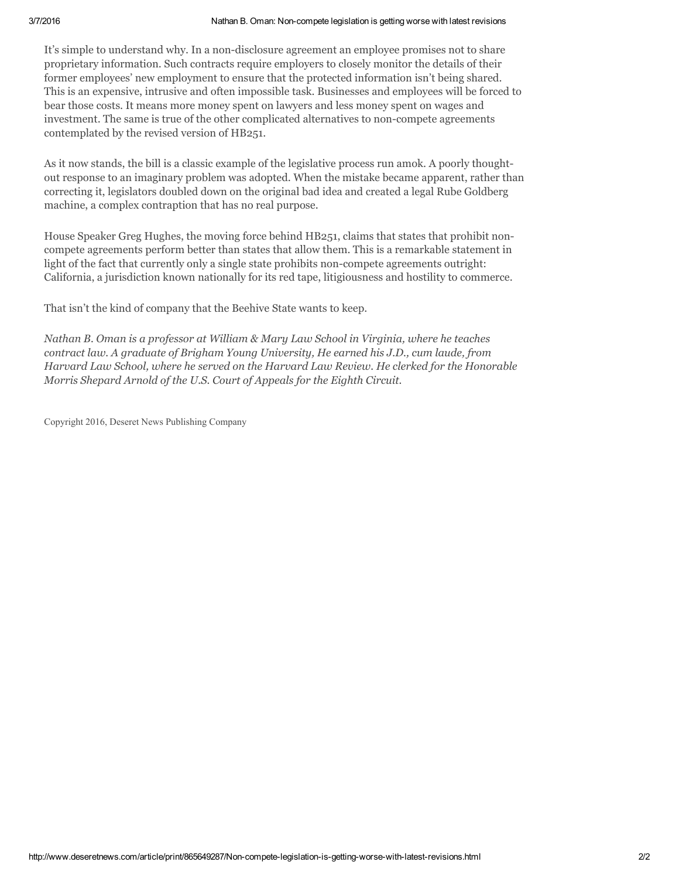It’s simple to understand why. In a non-disclosure agreement an employee promises not to share proprietary information. Such contracts require employers to closely monitor the details of their former employees’ new employment to ensure that the protected information isn’t being shared. This is an expensive, intrusive and often impossible task. Businesses and employees will be forced to bear those costs. It means more money spent on lawyers and less money spent on wages and investment. The same is true of the other complicated alternatives to non-compete agreements contemplated by the revised version of HB251.

As it now stands, the bill is a classic example of the legislative process run amok. A poorly thought-out response to an imaginary problem was adopted. When the mistake became apparent, rather than correcting it, legislators doubled down on the original bad idea and created a legal Rube Goldberg machine, a complex contraption that has no real purpose.

House Speaker Greg Hughes, the moving force behind HB251, claims that states that prohibit non-compete agreements perform better than states that allow them. This is a remarkable statement in light of the fact that currently only a single state prohibits non-compete agreements outright: California, a jurisdiction known nationally for its red tape, litigiousness and hostility to commerce.

That isn’t the kind of company that the Beehive State wants to keep.

*Nathan B. Oman is a professor at William & Mary Law School in Virginia, where he teaches contract law. A graduate of Brigham Young University, He earned his J.D., cum laude, from Harvard Law School, where he served on the Harvard Law Review. He clerked for the Honorable Morris Shepard Arnold of the U.S. Court of Appeals for the Eighth Circuit.*

Copyright 2016, Deseret News Publishing Company